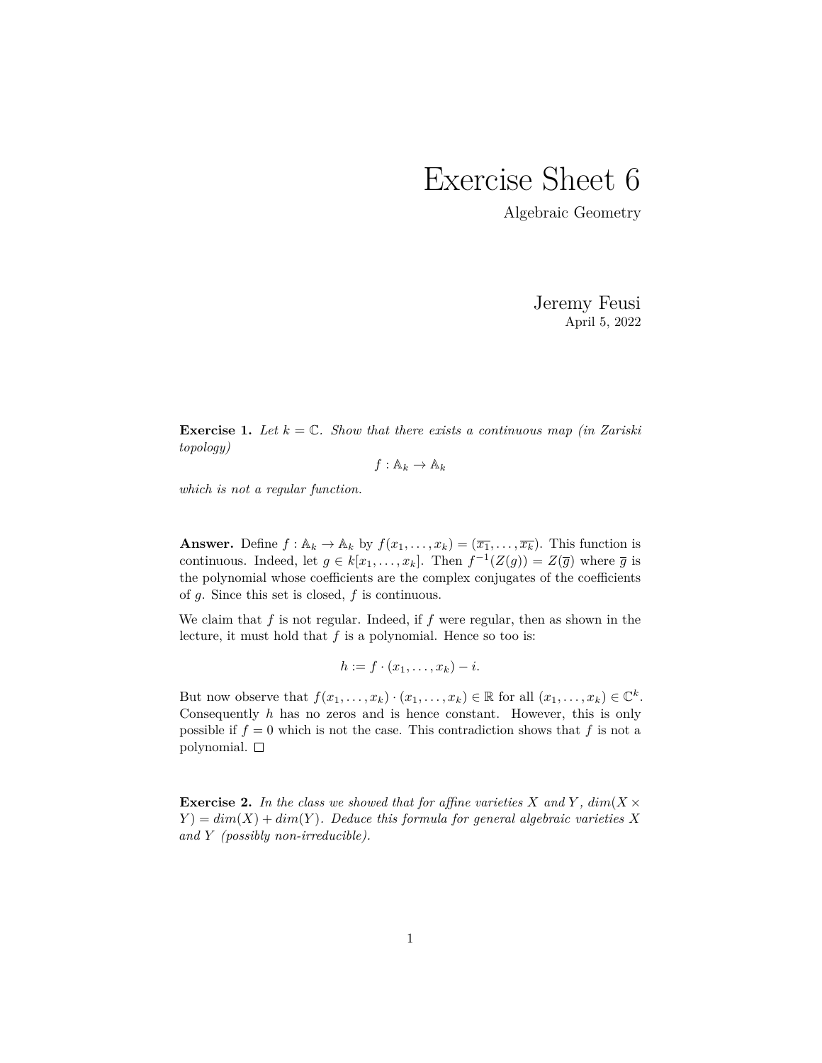# Exercise Sheet 6

Algebraic Geometry

Jeremy Feusi

April 5, 2022

**Exercise 1.** *Let $k = \mathbb{C}$. Show that there exists a continuous map (in Zariski topology)*

$$f : \mathbb{A}_k \to \mathbb{A}_k$$

*which is not a regular function.*

**Answer.** Define $f : \mathbb{A}_k \to \mathbb{A}_k$ by $f(x_1, \ldots, x_k) = (\overline{x_1}, \ldots, \overline{x_k})$. This function is continuous. Indeed, let $g \in k[x_1, \ldots, x_k]$. Then $f^{-1}(Z(g)) = Z(\overline{g})$ where $\overline{g}$ is the polynomial whose coefficients are the complex conjugates of the coefficients of $g$. Since this set is closed, $f$ is continuous.

We claim that $f$ is not regular. Indeed, if $f$ were regular, then as shown in the lecture, it must hold that $f$ is a polynomial. Hence so too is:

$$h := f \cdot (x_1, \ldots, x_k) - i.$$

But now observe that $f(x_1, \ldots, x_k) \cdot (x_1, \ldots, x_k) \in \mathbb{R}$ for all $(x_1, \ldots, x_k) \in \mathbb{C}^k$. Consequently $h$ has no zeros and is hence constant. However, this is only possible if $f = 0$ which is not the case. This contradiction shows that $f$ is not a polynomial. $\square$

**Exercise 2.** *In the class we showed that for affine varieties $X$ and $Y$, $dim(X \times Y) = dim(X) + dim(Y)$. Deduce this formula for general algebraic varieties $X$ and $Y$ (possibly non-irreducible).*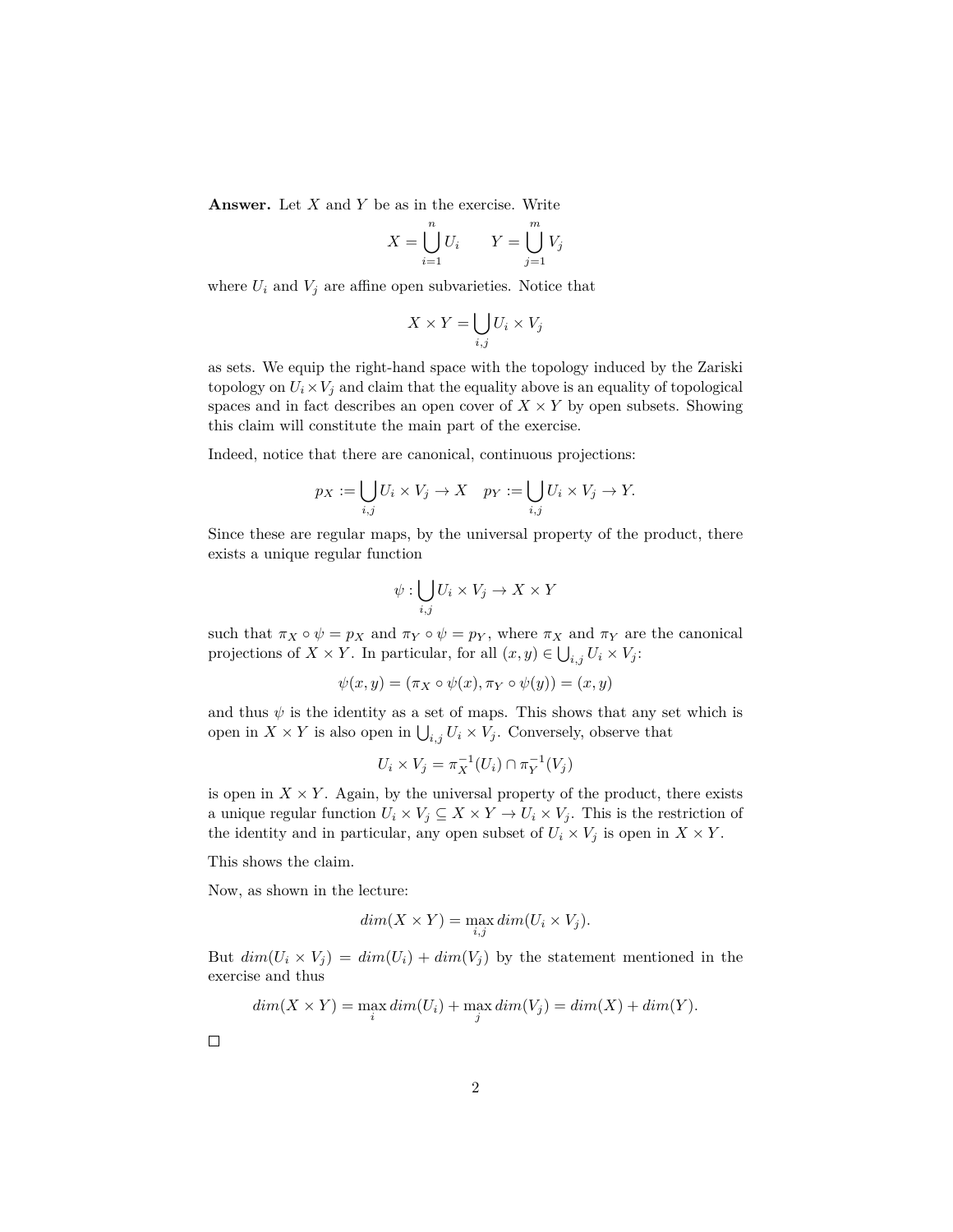**Answer.** Let $X$ and $Y$ be as in the exercise. Write

$$X = \bigcup_{i=1}^{n} U_i \qquad Y = \bigcup_{j=1}^{m} V_j$$

where $U_i$ and $V_j$ are affine open subvarieties. Notice that

$$X \times Y = \bigcup_{i,j} U_i \times V_j$$

as sets. We equip the right-hand space with the topology induced by the Zariski topology on $U_i \times V_j$ and claim that the equality above is an equality of topological spaces and in fact describes an open cover of $X \times Y$ by open subsets. Showing this claim will constitute the main part of the exercise.

Indeed, notice that there are canonical, continuous projections:

$$p_X := \bigcup_{i,j} U_i \times V_j \to X \quad p_Y := \bigcup_{i,j} U_i \times V_j \to Y.$$

Since these are regular maps, by the universal property of the product, there exists a unique regular function

$$\psi : \bigcup_{i,j} U_i \times V_j \to X \times Y$$

such that $\pi_X \circ \psi = p_X$ and $\pi_Y \circ \psi = p_Y$, where $\pi_X$ and $\pi_Y$ are the canonical projections of $X \times Y$. In particular, for all $(x, y) \in \bigcup_{i,j} U_i \times V_j$:

$$\psi(x, y) = (\pi_X \circ \psi(x), \pi_Y \circ \psi(y)) = (x, y)$$

and thus $\psi$ is the identity as a set of maps. This shows that any set which is open in $X \times Y$ is also open in $\bigcup_{i,j} U_i \times V_j$. Conversely, observe that

$$U_i \times V_j = \pi_X^{-1}(U_i) \cap \pi_Y^{-1}(V_j)$$

is open in $X \times Y$. Again, by the universal property of the product, there exists a unique regular function $U_i \times V_j \subseteq X \times Y \to U_i \times V_j$. This is the restriction of the identity and in particular, any open subset of $U_i \times V_j$ is open in $X \times Y$.

This shows the claim.

Now, as shown in the lecture:

$$dim(X \times Y) = \max_{i,j} dim(U_i \times V_j).$$

But $dim(U_i \times V_j) = dim(U_i) + dim(V_j)$ by the statement mentioned in the exercise and thus

$$dim(X \times Y) = \max_i dim(U_i) + \max_j dim(V_j) = dim(X) + dim(Y).$$

□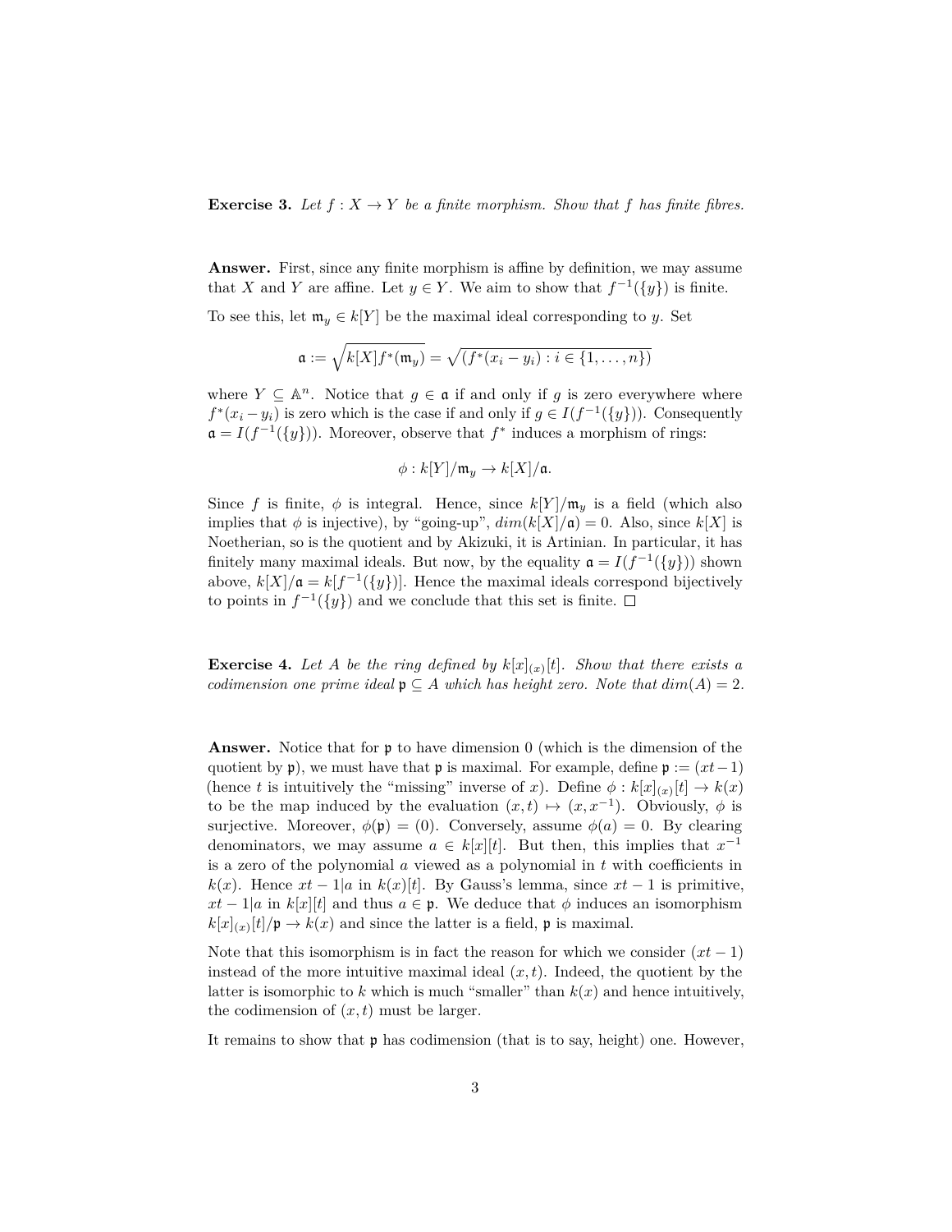**Exercise 3.** *Let $f : X \to Y$ be a finite morphism. Show that $f$ has finite fibres.*

**Answer.** First, since any finite morphism is affine by definition, we may assume that $X$ and $Y$ are affine. Let $y \in Y$. We aim to show that $f^{-1}(\{y\})$ is finite.

To see this, let $\mathfrak{m}_y \in k[Y]$ be the maximal ideal corresponding to $y$. Set

$$\mathfrak{a} := \sqrt{k[X]f^*(\mathfrak{m}_y)} = \sqrt{(f^*(x_i - y_i) : i \in \{1, \ldots, n\})}$$

where $Y \subseteq \mathbb{A}^n$. Notice that $g \in \mathfrak{a}$ if and only if $g$ is zero everywhere where $f^*(x_i - y_i)$ is zero which is the case if and only if $g \in I(f^{-1}(\{y\}))$. Consequently $\mathfrak{a} = I(f^{-1}(\{y\}))$. Moreover, observe that $f^*$ induces a morphism of rings:

$$\phi : k[Y]/\mathfrak{m}_y \to k[X]/\mathfrak{a}.$$

Since $f$ is finite, $\phi$ is integral. Hence, since $k[Y]/\mathfrak{m}_y$ is a field (which also implies that $\phi$ is injective), by "going-up", $dim(k[X]/\mathfrak{a}) = 0$. Also, since $k[X]$ is Noetherian, so is the quotient and by Akizuki, it is Artinian. In particular, it has finitely many maximal ideals. But now, by the equality $\mathfrak{a} = I(f^{-1}(\{y\}))$ shown above, $k[X]/\mathfrak{a} = k[f^{-1}(\{y\})]$. Hence the maximal ideals correspond bijectively to points in $f^{-1}(\{y\})$ and we conclude that this set is finite. $\square$

**Exercise 4.** *Let $A$ be the ring defined by $k[x]_{(x)}[t]$. Show that there exists a codimension one prime ideal $\mathfrak{p} \subseteq A$ which has height zero. Note that $dim(A) = 2$.*

**Answer.** Notice that for $\mathfrak{p}$ to have dimension 0 (which is the dimension of the quotient by $\mathfrak{p}$), we must have that $\mathfrak{p}$ is maximal. For example, define $\mathfrak{p} := (xt - 1)$ (hence $t$ is intuitively the "missing" inverse of $x$). Define $\phi : k[x]_{(x)}[t] \to k(x)$ to be the map induced by the evaluation $(x, t) \mapsto (x, x^{-1})$. Obviously, $\phi$ is surjective. Moreover, $\phi(\mathfrak{p}) = (0)$. Conversely, assume $\phi(a) = 0$. By clearing denominators, we may assume $a \in k[x][t]$. But then, this implies that $x^{-1}$ is a zero of the polynomial $a$ viewed as a polynomial in $t$ with coefficients in $k(x)$. Hence $xt - 1 | a$ in $k(x)[t]$. By Gauss's lemma, since $xt - 1$ is primitive, $xt - 1 | a$ in $k[x][t]$ and thus $a \in \mathfrak{p}$. We deduce that $\phi$ induces an isomorphism $k[x]_{(x)}[t]/\mathfrak{p} \to k(x)$ and since the latter is a field, $\mathfrak{p}$ is maximal.

Note that this isomorphism is in fact the reason for which we consider $(xt - 1)$ instead of the more intuitive maximal ideal $(x, t)$. Indeed, the quotient by the latter is isomorphic to $k$ which is much "smaller" than $k(x)$ and hence intuitively, the codimension of $(x, t)$ must be larger.

It remains to show that $\mathfrak{p}$ has codimension (that is to say, height) one. However,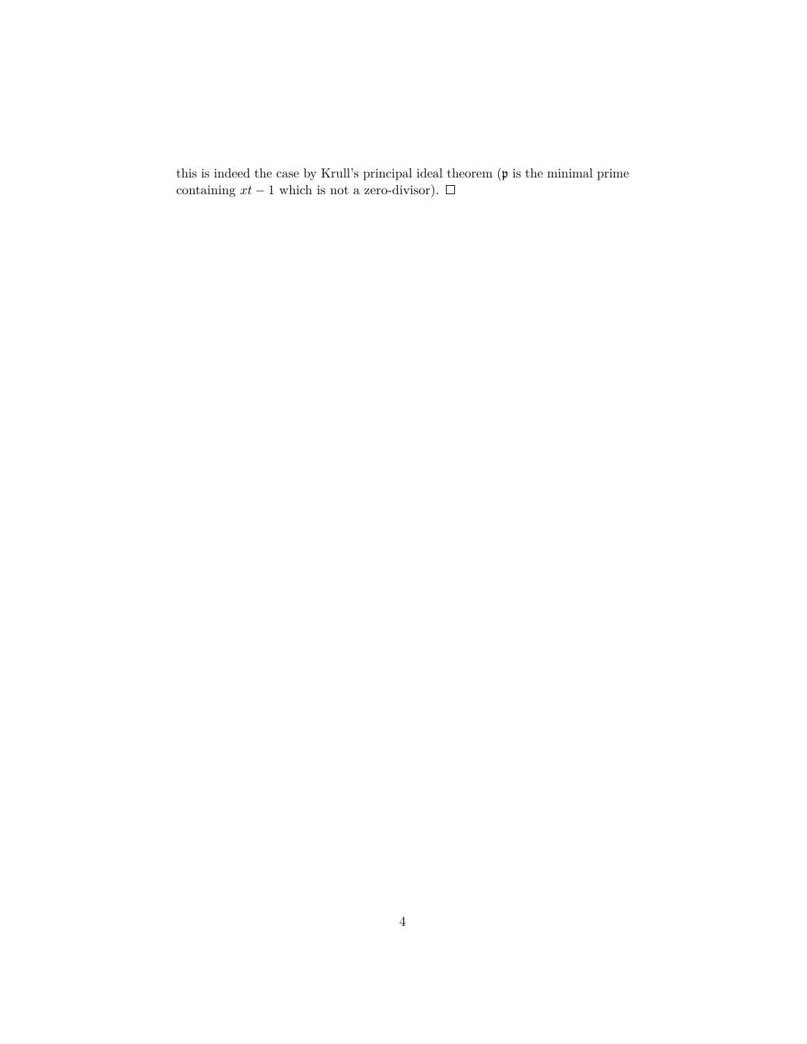this is indeed the case by Krull's principal ideal theorem ($\mathfrak{p}$ is the minimal prime containing $xt - 1$ which is not a zero-divisor). $\square$